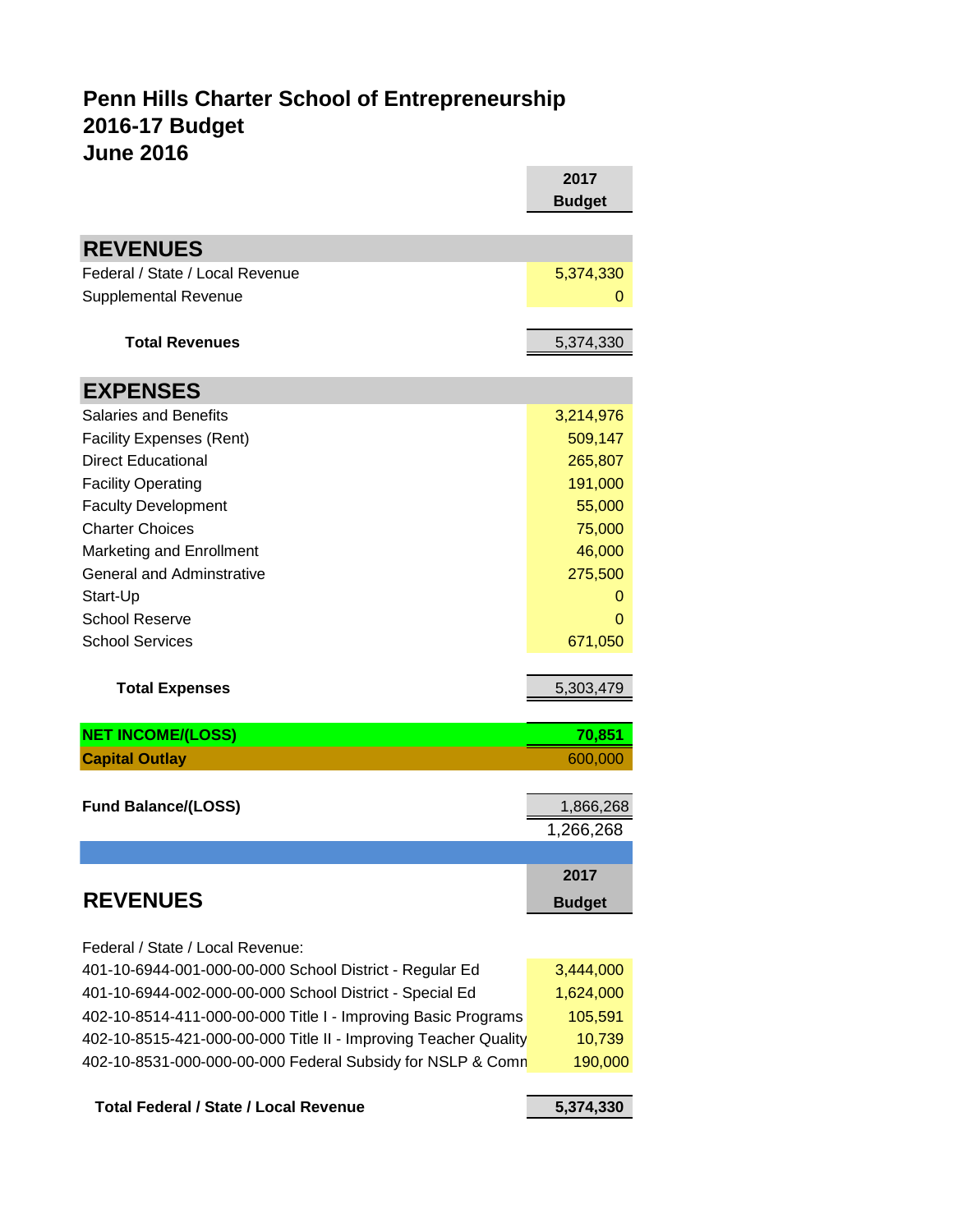# Penn Hills Charter School of Entrepreneurship
## 2016-17 Budget
## June 2016

| | 2017 Budget |
|---|---|
| **REVENUES** | |
| Federal / State / Local Revenue | 5,374,330 |
| Supplemental Revenue | 0 |
| **Total Revenues** | 5,374,330 |
| **EXPENSES** | |
| Salaries and Benefits | 3,214,976 |
| Facility Expenses (Rent) | 509,147 |
| Direct Educational | 265,807 |
| Facility Operating | 191,000 |
| Faculty Development | 55,000 |
| Charter Choices | 75,000 |
| Marketing and Enrollment | 46,000 |
| General and Adminstrative | 275,500 |
| Start-Up | 0 |
| School Reserve | 0 |
| School Services | 671,050 |
| **Total Expenses** | 5,303,479 |
| **NET INCOME/(LOSS)** | **70,851** |
| **Capital Outlay** | 600,000 |
| **Fund Balance/(LOSS)** | 1,866,268 |
| | 1,266,268 |

| **REVENUES** | **2017 Budget** |
|---|---|
| Federal / State / Local Revenue: | |
| 401-10-6944-001-000-00-000 School District - Regular Ed | 3,444,000 |
| 401-10-6944-002-000-00-000 School District - Special Ed | 1,624,000 |
| 402-10-8514-411-000-00-000 Title I - Improving Basic Programs | 105,591 |
| 402-10-8515-421-000-00-000 Title II - Improving Teacher Quality | 10,739 |
| 402-10-8531-000-000-00-000 Federal Subsidy for NSLP & Comn | 190,000 |
| **Total Federal / State / Local Revenue** | **5,374,330** |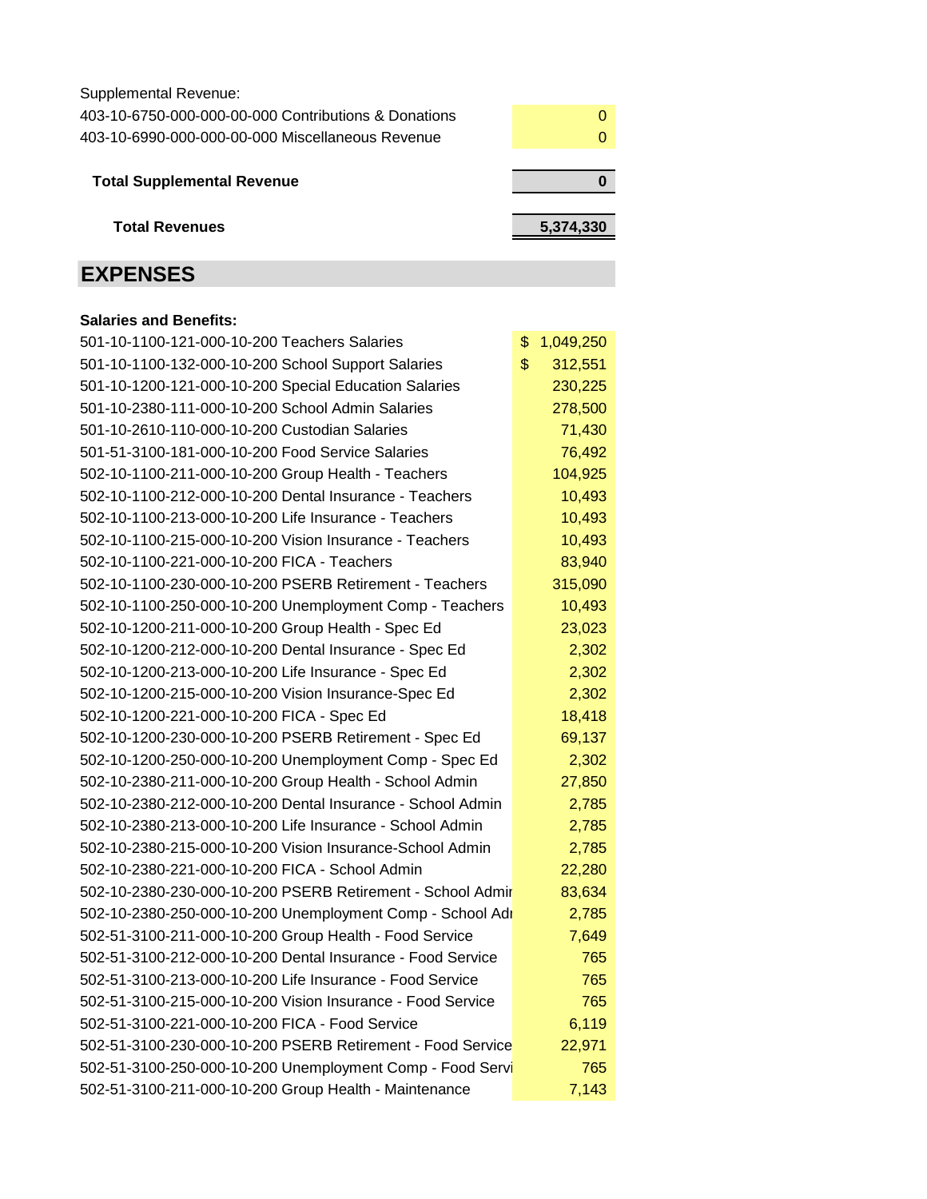Supplemental Revenue:

| | |
|---|---|
| 403-10-6750-000-000-00-000 Contributions & Donations | 0 |
| 403-10-6990-000-000-00-000 Miscellaneous Revenue | 0 |
| **Total Supplemental Revenue** | **0** |
| **Total Revenues** | **5,374,330** |

## EXPENSES

**Salaries and Benefits:**

| | |
|---|---|
| 501-10-1100-121-000-10-200 Teachers Salaries | $ 1,049,250 |
| 501-10-1100-132-000-10-200 School Support Salaries | $ 312,551 |
| 501-10-1200-121-000-10-200 Special Education Salaries | 230,225 |
| 501-10-2380-111-000-10-200 School Admin Salaries | 278,500 |
| 501-10-2610-110-000-10-200 Custodian Salaries | 71,430 |
| 501-51-3100-181-000-10-200 Food Service Salaries | 76,492 |
| 502-10-1100-211-000-10-200 Group Health - Teachers | 104,925 |
| 502-10-1100-212-000-10-200 Dental Insurance - Teachers | 10,493 |
| 502-10-1100-213-000-10-200 Life Insurance - Teachers | 10,493 |
| 502-10-1100-215-000-10-200 Vision Insurance - Teachers | 10,493 |
| 502-10-1100-221-000-10-200 FICA - Teachers | 83,940 |
| 502-10-1100-230-000-10-200 PSERB Retirement - Teachers | 315,090 |
| 502-10-1100-250-000-10-200 Unemployment Comp - Teachers | 10,493 |
| 502-10-1200-211-000-10-200 Group Health - Spec Ed | 23,023 |
| 502-10-1200-212-000-10-200 Dental Insurance - Spec Ed | 2,302 |
| 502-10-1200-213-000-10-200 Life Insurance - Spec Ed | 2,302 |
| 502-10-1200-215-000-10-200 Vision Insurance-Spec Ed | 2,302 |
| 502-10-1200-221-000-10-200 FICA - Spec Ed | 18,418 |
| 502-10-1200-230-000-10-200 PSERB Retirement - Spec Ed | 69,137 |
| 502-10-1200-250-000-10-200 Unemployment Comp - Spec Ed | 2,302 |
| 502-10-2380-211-000-10-200 Group Health - School Admin | 27,850 |
| 502-10-2380-212-000-10-200 Dental Insurance - School Admin | 2,785 |
| 502-10-2380-213-000-10-200 Life Insurance - School Admin | 2,785 |
| 502-10-2380-215-000-10-200 Vision Insurance-School Admin | 2,785 |
| 502-10-2380-221-000-10-200 FICA - School Admin | 22,280 |
| 502-10-2380-230-000-10-200 PSERB Retirement - School Admin | 83,634 |
| 502-10-2380-250-000-10-200 Unemployment Comp - School Adı | 2,785 |
| 502-51-3100-211-000-10-200 Group Health - Food Service | 7,649 |
| 502-51-3100-212-000-10-200 Dental Insurance - Food Service | 765 |
| 502-51-3100-213-000-10-200 Life Insurance - Food Service | 765 |
| 502-51-3100-215-000-10-200 Vision Insurance - Food Service | 765 |
| 502-51-3100-221-000-10-200 FICA - Food Service | 6,119 |
| 502-51-3100-230-000-10-200 PSERB Retirement - Food Service | 22,971 |
| 502-51-3100-250-000-10-200 Unemployment Comp - Food Servi | 765 |
| 502-51-3100-211-000-10-200 Group Health - Maintenance | 7,143 |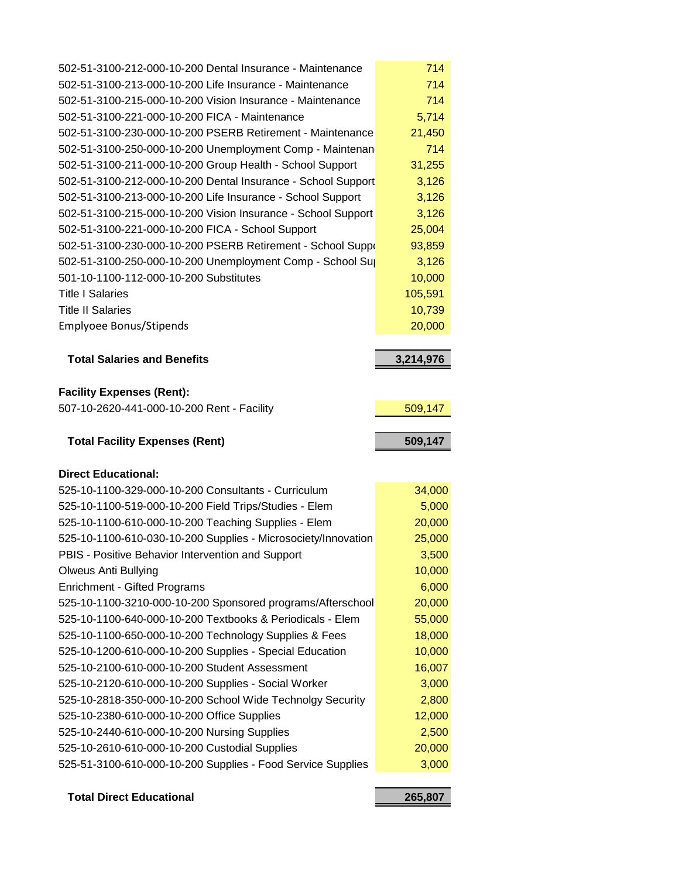| | |
|---|---|
| 502-51-3100-212-000-10-200 Dental Insurance - Maintenance | 714 |
| 502-51-3100-213-000-10-200 Life Insurance - Maintenance | 714 |
| 502-51-3100-215-000-10-200 Vision Insurance - Maintenance | 714 |
| 502-51-3100-221-000-10-200 FICA - Maintenance | 5,714 |
| 502-51-3100-230-000-10-200 PSERB Retirement - Maintenance | 21,450 |
| 502-51-3100-250-000-10-200 Unemployment Comp - Maintenan | 714 |
| 502-51-3100-211-000-10-200 Group Health - School Support | 31,255 |
| 502-51-3100-212-000-10-200 Dental Insurance - School Support | 3,126 |
| 502-51-3100-213-000-10-200 Life Insurance - School Support | 3,126 |
| 502-51-3100-215-000-10-200 Vision Insurance - School Support | 3,126 |
| 502-51-3100-221-000-10-200 FICA - School Support | 25,004 |
| 502-51-3100-230-000-10-200 PSERB Retirement - School Suppo | 93,859 |
| 502-51-3100-250-000-10-200 Unemployment Comp - School Su | 3,126 |
| 501-10-1100-112-000-10-200 Substitutes | 10,000 |
| Title I Salaries | 105,591 |
| Title II Salaries | 10,739 |
| Emplyoee Bonus/Stipends | 20,000 |
| | |
| **Total Salaries and Benefits** | **3,214,976** |
| | |
| **Facility Expenses (Rent):** | |
| 507-10-2620-441-000-10-200 Rent - Facility | 509,147 |
| | |
| **Total Facility Expenses (Rent)** | **509,147** |
| | |
| **Direct Educational:** | |
| 525-10-1100-329-000-10-200 Consultants - Curriculum | 34,000 |
| 525-10-1100-519-000-10-200 Field Trips/Studies - Elem | 5,000 |
| 525-10-1100-610-000-10-200 Teaching Supplies - Elem | 20,000 |
| 525-10-1100-610-030-10-200 Supplies - Microsociety/Innovation | 25,000 |
| PBIS - Positive Behavior Intervention and Support | 3,500 |
| Olweus Anti Bullying | 10,000 |
| Enrichment - Gifted Programs | 6,000 |
| 525-10-1100-3210-000-10-200 Sponsored programs/Afterschool | 20,000 |
| 525-10-1100-640-000-10-200 Textbooks & Periodicals - Elem | 55,000 |
| 525-10-1100-650-000-10-200 Technology Supplies & Fees | 18,000 |
| 525-10-1200-610-000-10-200 Supplies - Special Education | 10,000 |
| 525-10-2100-610-000-10-200 Student Assessment | 16,007 |
| 525-10-2120-610-000-10-200 Supplies - Social Worker | 3,000 |
| 525-10-2818-350-000-10-200 School Wide Technolgy Security | 2,800 |
| 525-10-2380-610-000-10-200 Office Supplies | 12,000 |
| 525-10-2440-610-000-10-200 Nursing Supplies | 2,500 |
| 525-10-2610-610-000-10-200 Custodial Supplies | 20,000 |
| 525-51-3100-610-000-10-200 Supplies - Food Service Supplies | 3,000 |
| | |
| **Total Direct Educational** | **265,807** |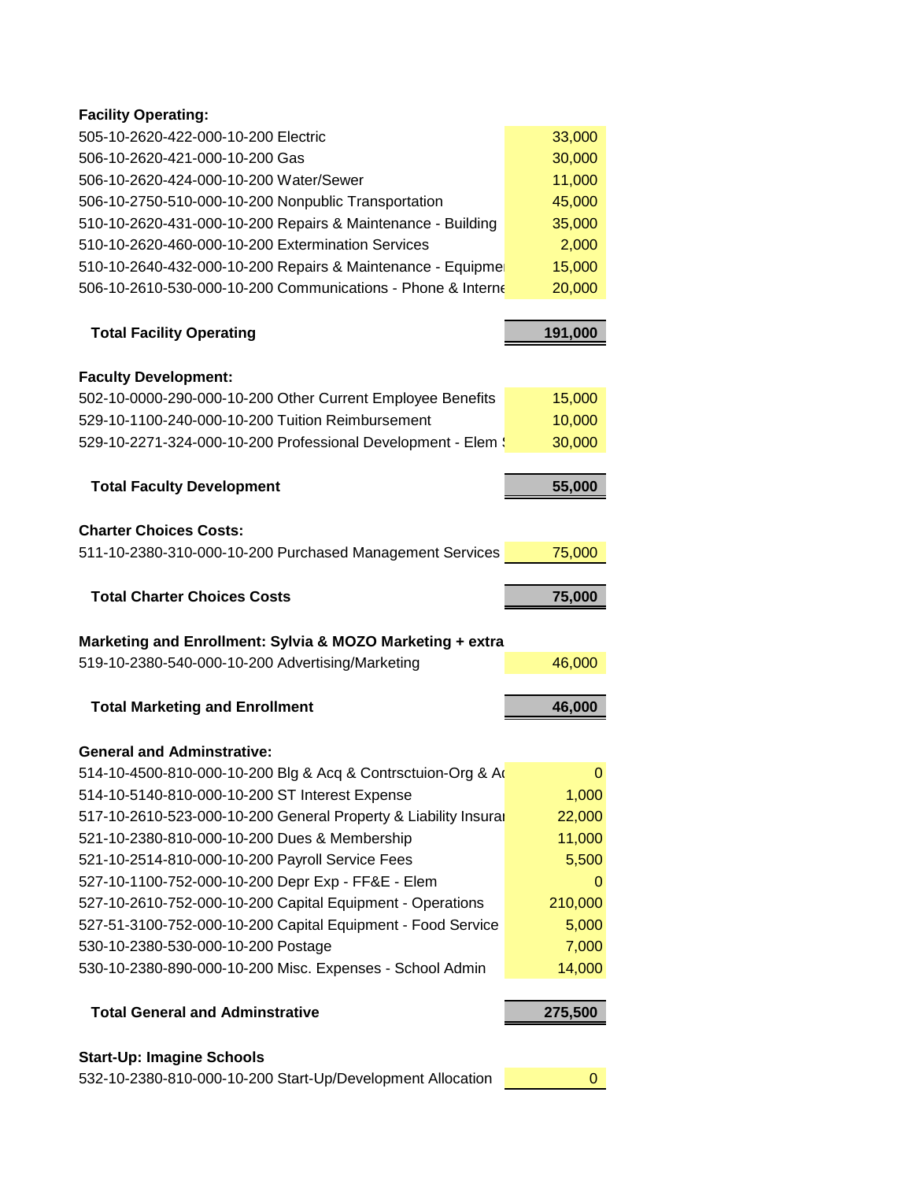**Facility Operating:**

| | |
|---|---|
| 505-10-2620-422-000-10-200 Electric | 33,000 |
| 506-10-2620-421-000-10-200 Gas | 30,000 |
| 506-10-2620-424-000-10-200 Water/Sewer | 11,000 |
| 506-10-2750-510-000-10-200 Nonpublic Transportation | 45,000 |
| 510-10-2620-431-000-10-200 Repairs & Maintenance - Building | 35,000 |
| 510-10-2620-460-000-10-200 Extermination Services | 2,000 |
| 510-10-2640-432-000-10-200 Repairs & Maintenance - Equipmei | 15,000 |
| 506-10-2610-530-000-10-200 Communications - Phone & Interne | 20,000 |
| **Total Facility Operating** | **191,000** |

**Faculty Development:**

| | |
|---|---|
| 502-10-0000-290-000-10-200 Other Current Employee Benefits | 15,000 |
| 529-10-1100-240-000-10-200 Tuition Reimbursement | 10,000 |
| 529-10-2271-324-000-10-200 Professional Development - Elem S | 30,000 |
| **Total Faculty Development** | **55,000** |

**Charter Choices Costs:**

| | |
|---|---|
| 511-10-2380-310-000-10-200 Purchased Management Services | 75,000 |
| **Total Charter Choices Costs** | **75,000** |

**Marketing and Enrollment: Sylvia & MOZO Marketing + extra**

| | |
|---|---|
| 519-10-2380-540-000-10-200 Advertising/Marketing | 46,000 |
| **Total Marketing and Enrollment** | **46,000** |

**General and Adminstrative:**

| | |
|---|---|
| 514-10-4500-810-000-10-200 Blg & Acq & Contrsctuion-Org & Ac | 0 |
| 514-10-5140-810-000-10-200 ST Interest Expense | 1,000 |
| 517-10-2610-523-000-10-200 General Property & Liability Insurai | 22,000 |
| 521-10-2380-810-000-10-200 Dues & Membership | 11,000 |
| 521-10-2514-810-000-10-200 Payroll Service Fees | 5,500 |
| 527-10-1100-752-000-10-200 Depr Exp - FF&E - Elem | 0 |
| 527-10-2610-752-000-10-200 Capital Equipment - Operations | 210,000 |
| 527-51-3100-752-000-10-200 Capital Equipment - Food Service | 5,000 |
| 530-10-2380-530-000-10-200 Postage | 7,000 |
| 530-10-2380-890-000-10-200 Misc. Expenses - School Admin | 14,000 |
| **Total General and Adminstrative** | **275,500** |

**Start-Up: Imagine Schools**

| | |
|---|---|
| 532-10-2380-810-000-10-200 Start-Up/Development Allocation | 0 |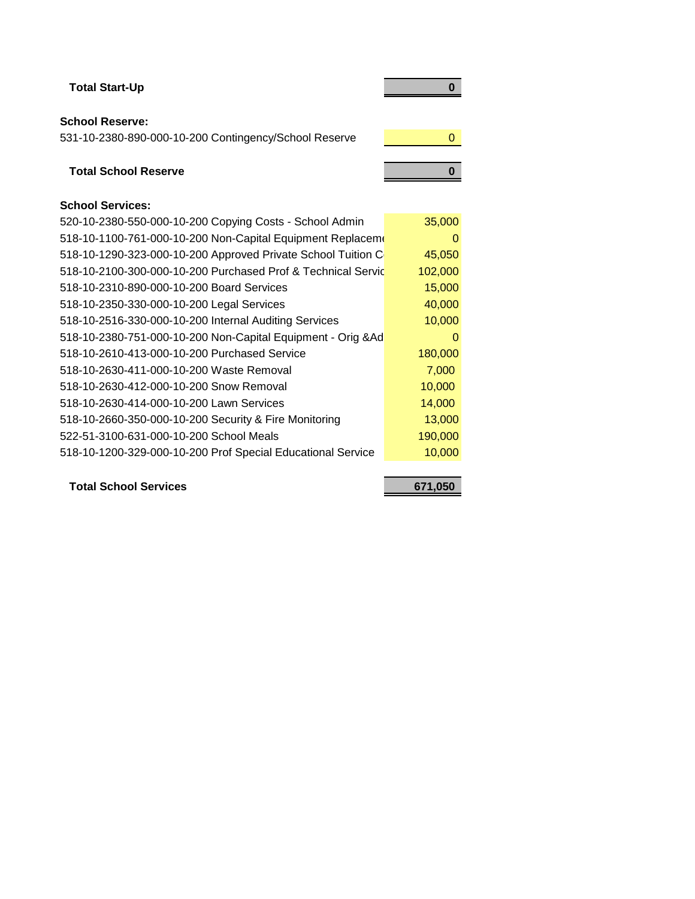| | |
|---|---|
| **Total Start-Up** | **0** |
| **School Reserve:** | |
| 531-10-2380-890-000-10-200 Contingency/School Reserve | 0 |
| **Total School Reserve** | **0** |
| **School Services:** | |
| 520-10-2380-550-000-10-200 Copying Costs - School Admin | 35,000 |
| 518-10-1100-761-000-10-200 Non-Capital Equipment Replaceme | 0 |
| 518-10-1290-323-000-10-200 Approved Private School Tuition C | 45,050 |
| 518-10-2100-300-000-10-200 Purchased Prof & Technical Servic | 102,000 |
| 518-10-2310-890-000-10-200 Board Services | 15,000 |
| 518-10-2350-330-000-10-200 Legal Services | 40,000 |
| 518-10-2516-330-000-10-200 Internal Auditing Services | 10,000 |
| 518-10-2380-751-000-10-200 Non-Capital Equipment - Orig &Ad | 0 |
| 518-10-2610-413-000-10-200 Purchased Service | 180,000 |
| 518-10-2630-411-000-10-200 Waste Removal | 7,000 |
| 518-10-2630-412-000-10-200 Snow Removal | 10,000 |
| 518-10-2630-414-000-10-200 Lawn Services | 14,000 |
| 518-10-2660-350-000-10-200 Security & Fire Monitoring | 13,000 |
| 522-51-3100-631-000-10-200 School Meals | 190,000 |
| 518-10-1200-329-000-10-200 Prof Special Educational Service | 10,000 |
| **Total School Services** | **671,050** |